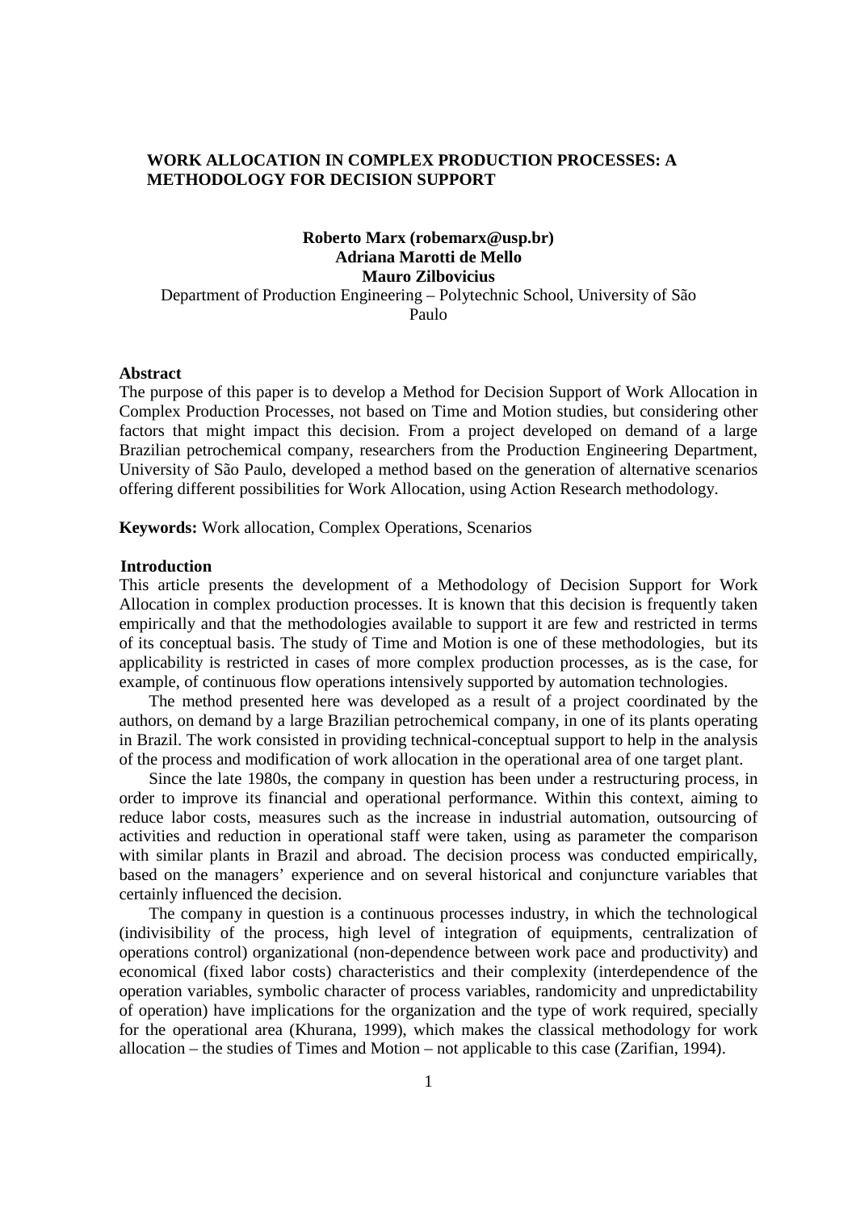# WORK ALLOCATION IN COMPLEX PRODUCTION PROCESSES: A METHODOLOGY FOR DECISION SUPPORT

**Roberto Marx (robemarx@usp.br)**
**Adriana Marotti de Mello**
**Mauro Zilbovicius**

Department of Production Engineering – Polytechnic School, University of São Paulo

## Abstract

The purpose of this paper is to develop a Method for Decision Support of Work Allocation in Complex Production Processes, not based on Time and Motion studies, but considering other factors that might impact this decision. From a project developed on demand of a large Brazilian petrochemical company, researchers from the Production Engineering Department, University of São Paulo, developed a method based on the generation of alternative scenarios offering different possibilities for Work Allocation, using Action Research methodology.

**Keywords:** Work allocation, Complex Operations, Scenarios

## Introduction

This article presents the development of a Methodology of Decision Support for Work Allocation in complex production processes. It is known that this decision is frequently taken empirically and that the methodologies available to support it are few and restricted in terms of its conceptual basis. The study of Time and Motion is one of these methodologies, but its applicability is restricted in cases of more complex production processes, as is the case, for example, of continuous flow operations intensively supported by automation technologies.

The method presented here was developed as a result of a project coordinated by the authors, on demand by a large Brazilian petrochemical company, in one of its plants operating in Brazil. The work consisted in providing technical-conceptual support to help in the analysis of the process and modification of work allocation in the operational area of one target plant.

Since the late 1980s, the company in question has been under a restructuring process, in order to improve its financial and operational performance. Within this context, aiming to reduce labor costs, measures such as the increase in industrial automation, outsourcing of activities and reduction in operational staff were taken, using as parameter the comparison with similar plants in Brazil and abroad. The decision process was conducted empirically, based on the managers' experience and on several historical and conjuncture variables that certainly influenced the decision.

The company in question is a continuous processes industry, in which the technological (indivisibility of the process, high level of integration of equipments, centralization of operations control) organizational (non-dependence between work pace and productivity) and economical (fixed labor costs) characteristics and their complexity (interdependence of the operation variables, symbolic character of process variables, randomicity and unpredictability of operation) have implications for the organization and the type of work required, specially for the operational area (Khurana, 1999), which makes the classical methodology for work allocation – the studies of Times and Motion – not applicable to this case (Zarifian, 1994).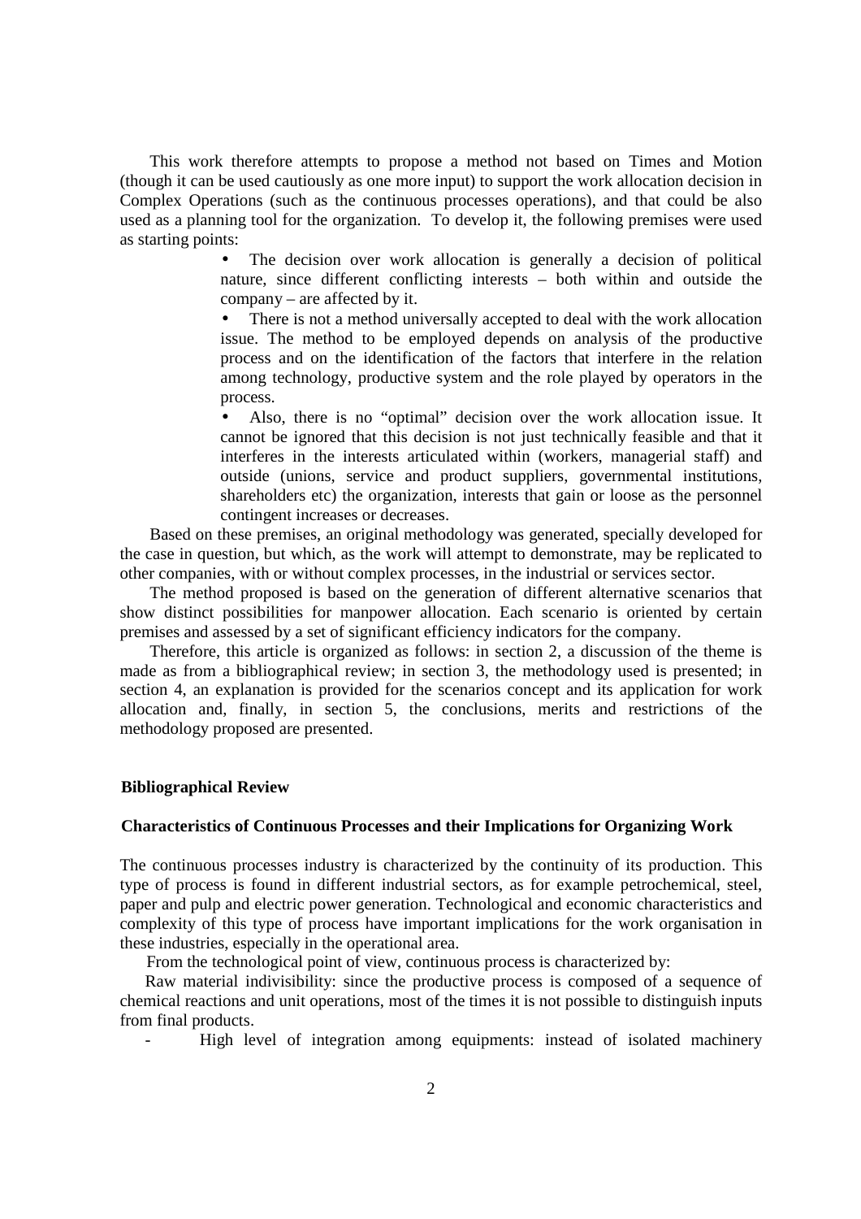This work therefore attempts to propose a method not based on Times and Motion (though it can be used cautiously as one more input) to support the work allocation decision in Complex Operations (such as the continuous processes operations), and that could be also used as a planning tool for the organization. To develop it, the following premises were used as starting points:

- The decision over work allocation is generally a decision of political nature, since different conflicting interests – both within and outside the company – are affected by it.
- There is not a method universally accepted to deal with the work allocation issue. The method to be employed depends on analysis of the productive process and on the identification of the factors that interfere in the relation among technology, productive system and the role played by operators in the process.
- Also, there is no "optimal" decision over the work allocation issue. It cannot be ignored that this decision is not just technically feasible and that it interferes in the interests articulated within (workers, managerial staff) and outside (unions, service and product suppliers, governmental institutions, shareholders etc) the organization, interests that gain or loose as the personnel contingent increases or decreases.

Based on these premises, an original methodology was generated, specially developed for the case in question, but which, as the work will attempt to demonstrate, may be replicated to other companies, with or without complex processes, in the industrial or services sector.

The method proposed is based on the generation of different alternative scenarios that show distinct possibilities for manpower allocation. Each scenario is oriented by certain premises and assessed by a set of significant efficiency indicators for the company.

Therefore, this article is organized as follows: in section 2, a discussion of the theme is made as from a bibliographical review; in section 3, the methodology used is presented; in section 4, an explanation is provided for the scenarios concept and its application for work allocation and, finally, in section 5, the conclusions, merits and restrictions of the methodology proposed are presented.

## Bibliographical Review

### Characteristics of Continuous Processes and their Implications for Organizing Work

The continuous processes industry is characterized by the continuity of its production. This type of process is found in different industrial sectors, as for example petrochemical, steel, paper and pulp and electric power generation. Technological and economic characteristics and complexity of this type of process have important implications for the work organisation in these industries, especially in the operational area.

From the technological point of view, continuous process is characterized by:

Raw material indivisibility: since the productive process is composed of a sequence of chemical reactions and unit operations, most of the times it is not possible to distinguish inputs from final products.

- High level of integration among equipments: instead of isolated machinery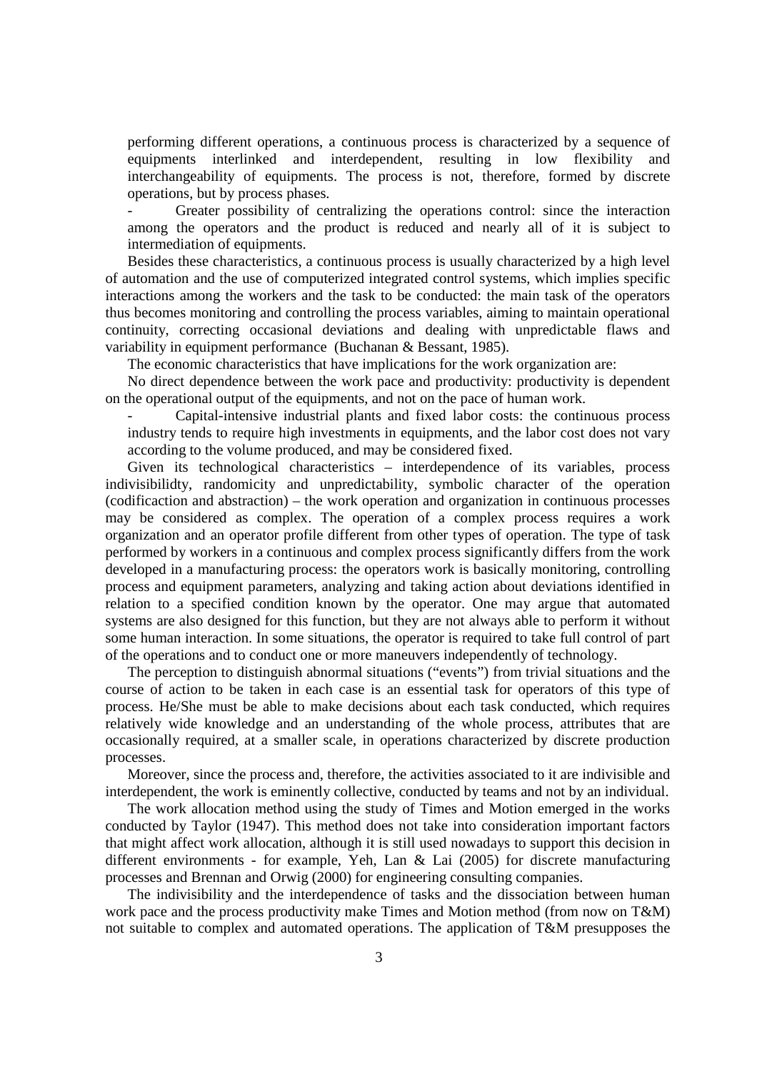performing different operations, a continuous process is characterized by a sequence of equipments interlinked and interdependent, resulting in low flexibility and interchangeability of equipments. The process is not, therefore, formed by discrete operations, but by process phases.

- Greater possibility of centralizing the operations control: since the interaction among the operators and the product is reduced and nearly all of it is subject to intermediation of equipments.

Besides these characteristics, a continuous process is usually characterized by a high level of automation and the use of computerized integrated control systems, which implies specific interactions among the workers and the task to be conducted: the main task of the operators thus becomes monitoring and controlling the process variables, aiming to maintain operational continuity, correcting occasional deviations and dealing with unpredictable flaws and variability in equipment performance (Buchanan & Bessant, 1985).

The economic characteristics that have implications for the work organization are:

No direct dependence between the work pace and productivity: productivity is dependent on the operational output of the equipments, and not on the pace of human work.

- Capital-intensive industrial plants and fixed labor costs: the continuous process industry tends to require high investments in equipments, and the labor cost does not vary according to the volume produced, and may be considered fixed.

Given its technological characteristics – interdependence of its variables, process indivisibilidty, randomicity and unpredictability, symbolic character of the operation (codificaction and abstraction) – the work operation and organization in continuous processes may be considered as complex. The operation of a complex process requires a work organization and an operator profile different from other types of operation. The type of task performed by workers in a continuous and complex process significantly differs from the work developed in a manufacturing process: the operators work is basically monitoring, controlling process and equipment parameters, analyzing and taking action about deviations identified in relation to a specified condition known by the operator. One may argue that automated systems are also designed for this function, but they are not always able to perform it without some human interaction. In some situations, the operator is required to take full control of part of the operations and to conduct one or more maneuvers independently of technology.

The perception to distinguish abnormal situations ("events") from trivial situations and the course of action to be taken in each case is an essential task for operators of this type of process. He/She must be able to make decisions about each task conducted, which requires relatively wide knowledge and an understanding of the whole process, attributes that are occasionally required, at a smaller scale, in operations characterized by discrete production processes.

Moreover, since the process and, therefore, the activities associated to it are indivisible and interdependent, the work is eminently collective, conducted by teams and not by an individual.

The work allocation method using the study of Times and Motion emerged in the works conducted by Taylor (1947). This method does not take into consideration important factors that might affect work allocation, although it is still used nowadays to support this decision in different environments - for example, Yeh, Lan & Lai (2005) for discrete manufacturing processes and Brennan and Orwig (2000) for engineering consulting companies.

The indivisibility and the interdependence of tasks and the dissociation between human work pace and the process productivity make Times and Motion method (from now on T&M) not suitable to complex and automated operations. The application of T&M presupposes the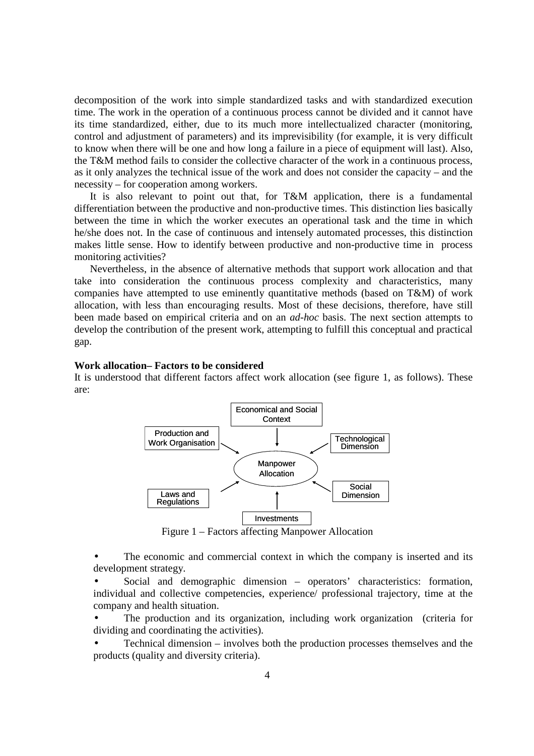decomposition of the work into simple standardized tasks and with standardized execution time. The work in the operation of a continuous process cannot be divided and it cannot have its time standardized, either, due to its much more intellectualized character (monitoring, control and adjustment of parameters) and its imprevisibility (for example, it is very difficult to know when there will be one and how long a failure in a piece of equipment will last). Also, the T&M method fails to consider the collective character of the work in a continuous process, as it only analyzes the technical issue of the work and does not consider the capacity – and the necessity – for cooperation among workers.

It is also relevant to point out that, for T&M application, there is a fundamental differentiation between the productive and non-productive times. This distinction lies basically between the time in which the worker executes an operational task and the time in which he/she does not. In the case of continuous and intensely automated processes, this distinction makes little sense. How to identify between productive and non-productive time in process monitoring activities?

Nevertheless, in the absence of alternative methods that support work allocation and that take into consideration the continuous process complexity and characteristics, many companies have attempted to use eminently quantitative methods (based on T&M) of work allocation, with less than encouraging results. Most of these decisions, therefore, have still been made based on empirical criteria and on an *ad-hoc* basis. The next section attempts to develop the contribution of the present work, attempting to fulfill this conceptual and practical gap.

**Work allocation– Factors to be considered**

It is understood that different factors affect work allocation (see figure 1, as follows). These are:

Economical and Social Context

Production and Work Organisation

Technological Dimension

Manpower Allocation

Laws and Regulations

Social Dimension

Investments

Figure 1 – Factors affecting Manpower Allocation

- The economic and commercial context in which the company is inserted and its development strategy.
- Social and demographic dimension – operators' characteristics: formation, individual and collective competencies, experience/ professional trajectory, time at the company and health situation.
- The production and its organization, including work organization (criteria for dividing and coordinating the activities).
- Technical dimension – involves both the production processes themselves and the products (quality and diversity criteria).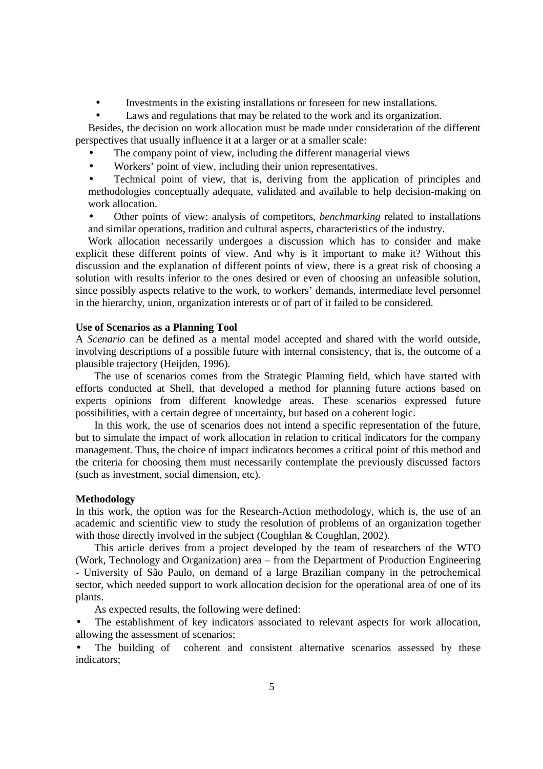- Investments in the existing installations or foreseen for new installations.
- Laws and regulations that may be related to the work and its organization.

Besides, the decision on work allocation must be made under consideration of the different perspectives that usually influence it at a larger or at a smaller scale:

- The company point of view, including the different managerial views
- Workers' point of view, including their union representatives.
- Technical point of view, that is, deriving from the application of principles and methodologies conceptually adequate, validated and available to help decision-making on work allocation.
- Other points of view: analysis of competitors, *benchmarking* related to installations and similar operations, tradition and cultural aspects, characteristics of the industry.

Work allocation necessarily undergoes a discussion which has to consider and make explicit these different points of view. And why is it important to make it? Without this discussion and the explanation of different points of view, there is a great risk of choosing a solution with results inferior to the ones desired or even of choosing an unfeasible solution, since possibly aspects relative to the work, to workers' demands, intermediate level personnel in the hierarchy, union, organization interests or of part of it failed to be considered.

**Use of Scenarios as a Planning Tool**

A *Scenario* can be defined as a mental model accepted and shared with the world outside, involving descriptions of a possible future with internal consistency, that is, the outcome of a plausible trajectory (Heijden, 1996).

The use of scenarios comes from the Strategic Planning field, which have started with efforts conducted at Shell, that developed a method for planning future actions based on experts opinions from different knowledge areas. These scenarios expressed future possibilities, with a certain degree of uncertainty, but based on a coherent logic.

In this work, the use of scenarios does not intend a specific representation of the future, but to simulate the impact of work allocation in relation to critical indicators for the company management. Thus, the choice of impact indicators becomes a critical point of this method and the criteria for choosing them must necessarily contemplate the previously discussed factors (such as investment, social dimension, etc).

**Methodology**

In this work, the option was for the Research-Action methodology, which is, the use of an academic and scientific view to study the resolution of problems of an organization together with those directly involved in the subject (Coughlan & Coughlan, 2002).

This article derives from a project developed by the team of researchers of the WTO (Work, Technology and Organization) area – from the Department of Production Engineering - University of São Paulo, on demand of a large Brazilian company in the petrochemical sector, which needed support to work allocation decision for the operational area of one of its plants.

As expected results, the following were defined:

- The establishment of key indicators associated to relevant aspects for work allocation, allowing the assessment of scenarios;
- The building of coherent and consistent alternative scenarios assessed by these indicators;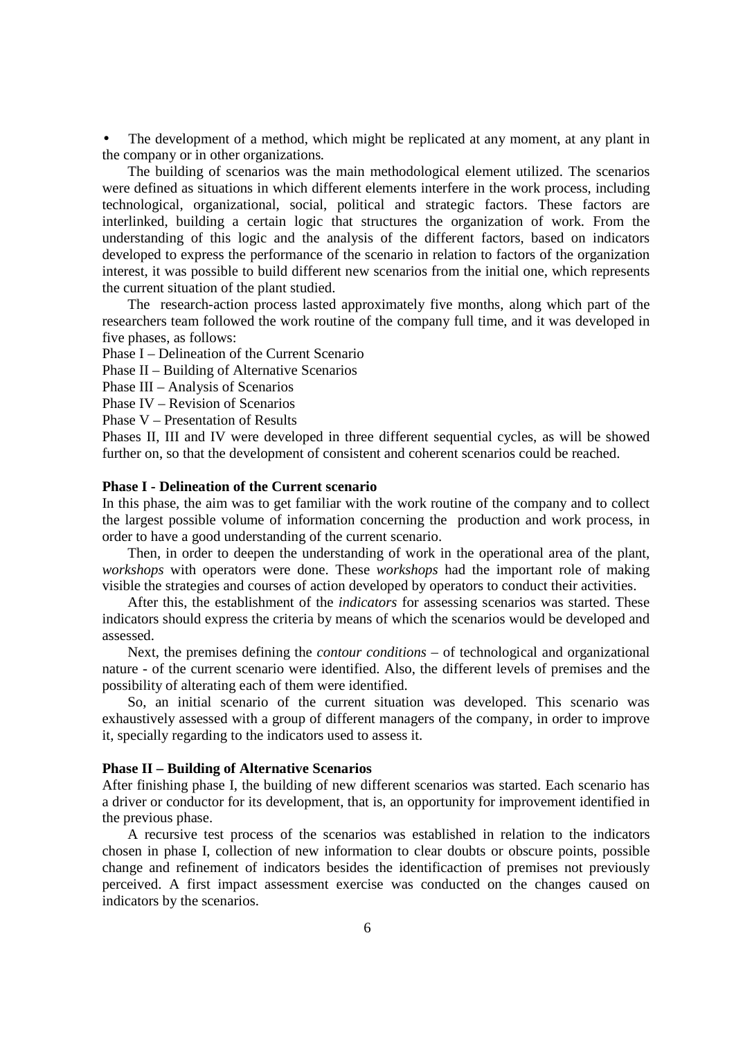- The development of a method, which might be replicated at any moment, at any plant in the company or in other organizations.

The building of scenarios was the main methodological element utilized. The scenarios were defined as situations in which different elements interfere in the work process, including technological, organizational, social, political and strategic factors. These factors are interlinked, building a certain logic that structures the organization of work. From the understanding of this logic and the analysis of the different factors, based on indicators developed to express the performance of the scenario in relation to factors of the organization interest, it was possible to build different new scenarios from the initial one, which represents the current situation of the plant studied.

The research-action process lasted approximately five months, along which part of the researchers team followed the work routine of the company full time, and it was developed in five phases, as follows:

Phase I – Delineation of the Current Scenario
Phase II – Building of Alternative Scenarios
Phase III – Analysis of Scenarios
Phase IV – Revision of Scenarios
Phase V – Presentation of Results

Phases II, III and IV were developed in three different sequential cycles, as will be showed further on, so that the development of consistent and coherent scenarios could be reached.

**Phase I - Delineation of the Current scenario**

In this phase, the aim was to get familiar with the work routine of the company and to collect the largest possible volume of information concerning the production and work process, in order to have a good understanding of the current scenario.

Then, in order to deepen the understanding of work in the operational area of the plant, *workshops* with operators were done. These *workshops* had the important role of making visible the strategies and courses of action developed by operators to conduct their activities.

After this, the establishment of the *indicators* for assessing scenarios was started. These indicators should express the criteria by means of which the scenarios would be developed and assessed.

Next, the premises defining the *contour conditions* – of technological and organizational nature - of the current scenario were identified. Also, the different levels of premises and the possibility of alterating each of them were identified.

So, an initial scenario of the current situation was developed. This scenario was exhaustively assessed with a group of different managers of the company, in order to improve it, specially regarding to the indicators used to assess it.

**Phase II – Building of Alternative Scenarios**

After finishing phase I, the building of new different scenarios was started. Each scenario has a driver or conductor for its development, that is, an opportunity for improvement identified in the previous phase.

A recursive test process of the scenarios was established in relation to the indicators chosen in phase I, collection of new information to clear doubts or obscure points, possible change and refinement of indicators besides the identificaction of premises not previously perceived. A first impact assessment exercise was conducted on the changes caused on indicators by the scenarios.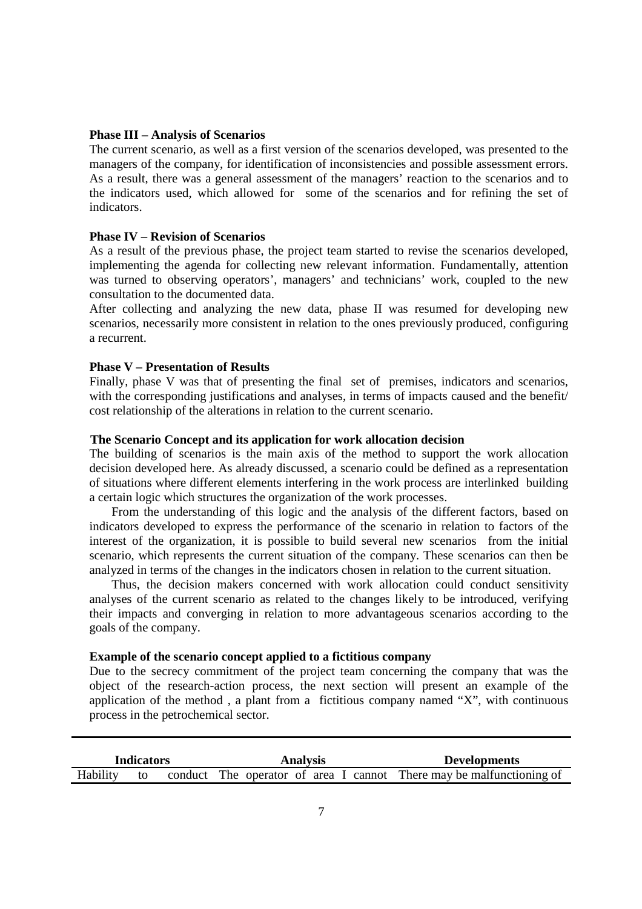**Phase III – Analysis of Scenarios**

The current scenario, as well as a first version of the scenarios developed, was presented to the managers of the company, for identification of inconsistencies and possible assessment errors. As a result, there was a general assessment of the managers' reaction to the scenarios and to the indicators used, which allowed for some of the scenarios and for refining the set of indicators.

**Phase IV – Revision of Scenarios**

As a result of the previous phase, the project team started to revise the scenarios developed, implementing the agenda for collecting new relevant information. Fundamentally, attention was turned to observing operators', managers' and technicians' work, coupled to the new consultation to the documented data.

After collecting and analyzing the new data, phase II was resumed for developing new scenarios, necessarily more consistent in relation to the ones previously produced, configuring a recurrent.

**Phase V – Presentation of Results**

Finally, phase V was that of presenting the final set of premises, indicators and scenarios, with the corresponding justifications and analyses, in terms of impacts caused and the benefit/cost relationship of the alterations in relation to the current scenario.

**The Scenario Concept and its application for work allocation decision**

The building of scenarios is the main axis of the method to support the work allocation decision developed here. As already discussed, a scenario could be defined as a representation of situations where different elements interfering in the work process are interlinked building a certain logic which structures the organization of the work processes.

From the understanding of this logic and the analysis of the different factors, based on indicators developed to express the performance of the scenario in relation to factors of the interest of the organization, it is possible to build several new scenarios from the initial scenario, which represents the current situation of the company. These scenarios can then be analyzed in terms of the changes in the indicators chosen in relation to the current situation.

Thus, the decision makers concerned with work allocation could conduct sensitivity analyses of the current scenario as related to the changes likely to be introduced, verifying their impacts and converging in relation to more advantageous scenarios according to the goals of the company.

**Example of the scenario concept applied to a fictitious company**

Due to the secrecy commitment of the project team concerning the company that was the object of the research-action process, the next section will present an example of the application of the method , a plant from a fictitious company named "X", with continuous process in the petrochemical sector.

| Indicators | Analysis | Developments |
|---|---|---|
| Hability to conduct | The operator of area I cannot | There may be malfunctioning of |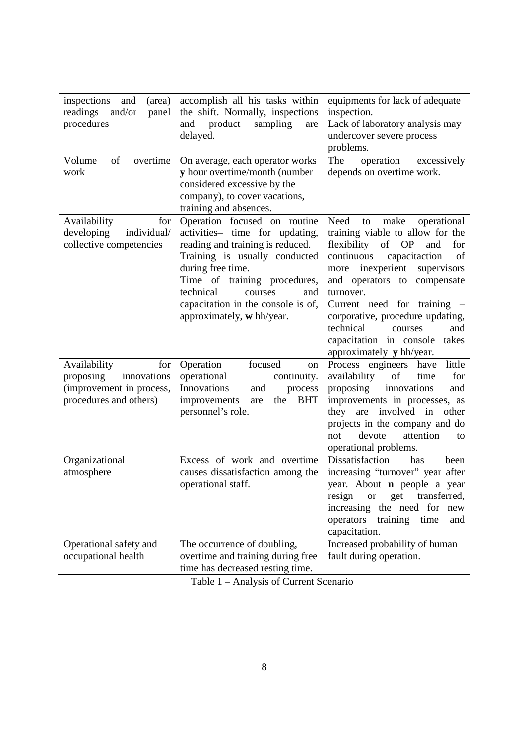| | | |
|---|---|---|
| inspections and (area) readings and/or panel procedures | accomplish all his tasks within the shift. Normally, inspections and product sampling are delayed. | equipments for lack of adequate inspection.<br>Lack of laboratory analysis may undercover severe process problems. |
| Volume of overtime work | On average, each operator works **y** hour overtime/month (number considered excessive by the company), to cover vacations, training and absences. | The operation excessively depends on overtime work. |
| Availability for developing individual/ collective competencies | Operation focused on routine activities– time for updating, reading and training is reduced. Training is usually conducted during free time.<br>Time of training procedures, technical courses and capacitation in the console is of, approximately, **w** hh/year. | Need to make operational training viable to allow for the flexibility of OP and for continuous capacitaction of more inexperient supervisors and operators to compensate turnover.<br>Current need for training – corporative, procedure updating, technical courses and capacitation in console takes approximately **y** hh/year. |
| Availability for proposing innovations (improvement in process, procedures and others) | Operation focused on operational continuity. Innovations and process improvements are the BHT personnel's role. | Process engineers have little availability of time for proposing innovations and improvements in processes, as they are involved in other projects in the company and do not devote attention to operational problems. |
| Organizational atmosphere | Excess of work and overtime causes dissatisfaction among the operational staff. | Dissatisfaction has been increasing "turnover" year after year. About **n** people a year resign or get transferred, increasing the need for new operators training time and capacitation. |
| Operational safety and occupational health | The occurrence of doubling, overtime and training during free time has decreased resting time. | Increased probability of human fault during operation. |

Table 1 – Analysis of Current Scenario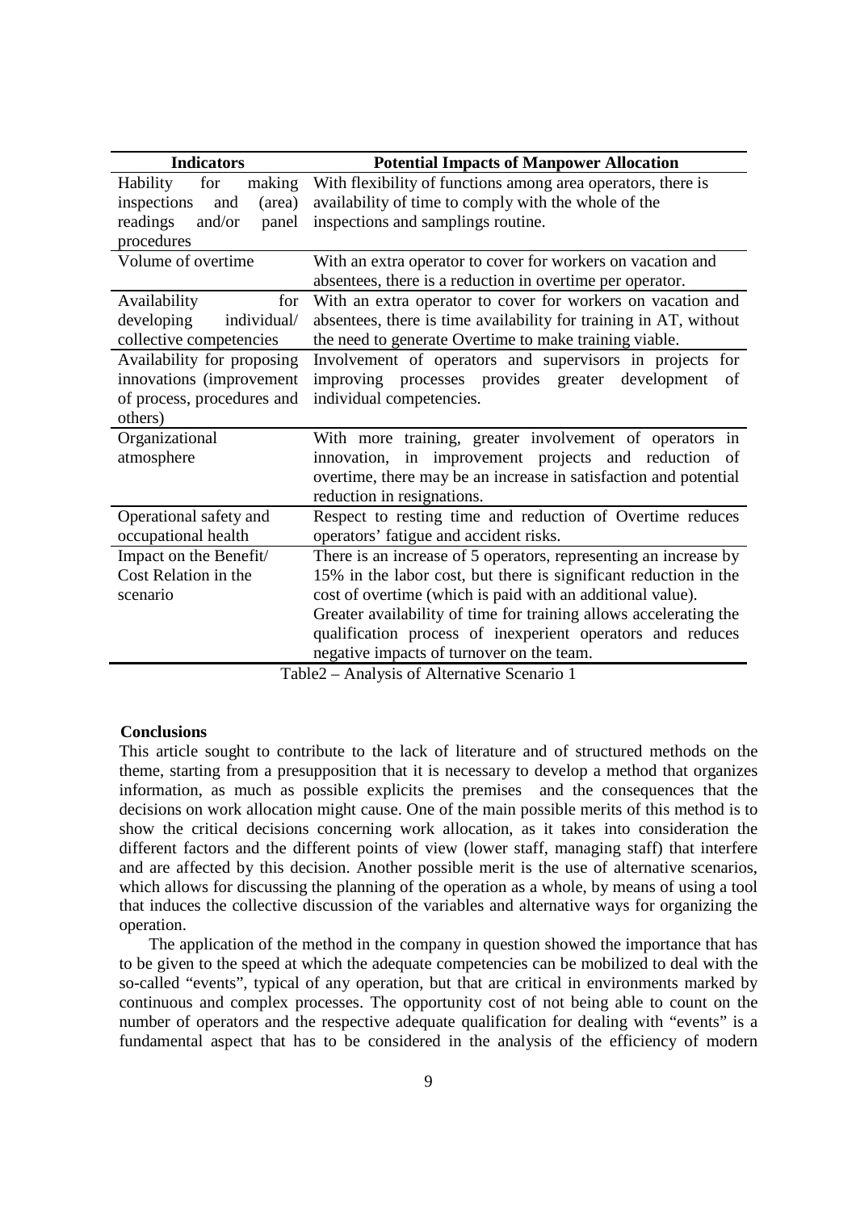| Indicators | Potential Impacts of Manpower Allocation |
|---|---|
| Hability for making inspections and (area) readings and/or panel procedures | With flexibility of functions among area operators, there is availability of time to comply with the whole of the inspections and samplings routine. |
| Volume of overtime | With an extra operator to cover for workers on vacation and absentees, there is a reduction in overtime per operator. |
| Availability for developing individual/ collective competencies | With an extra operator to cover for workers on vacation and absentees, there is time availability for training in AT, without the need to generate Overtime to make training viable. |
| Availability for proposing innovations (improvement of process, procedures and others) | Involvement of operators and supervisors in projects for improving processes provides greater development of individual competencies. |
| Organizational atmosphere | With more training, greater involvement of operators in innovation, in improvement projects and reduction of overtime, there may be an increase in satisfaction and potential reduction in resignations. |
| Operational safety and occupational health | Respect to resting time and reduction of Overtime reduces operators' fatigue and accident risks. |
| Impact on the Benefit/ Cost Relation in the scenario | There is an increase of 5 operators, representing an increase by 15% in the labor cost, but there is significant reduction in the cost of overtime (which is paid with an additional value). Greater availability of time for training allows accelerating the qualification process of inexperient operators and reduces negative impacts of turnover on the team. |

Table2 – Analysis of Alternative Scenario 1

**Conclusions**

This article sought to contribute to the lack of literature and of structured methods on the theme, starting from a presupposition that it is necessary to develop a method that organizes information, as much as possible explicits the premises and the consequences that the decisions on work allocation might cause. One of the main possible merits of this method is to show the critical decisions concerning work allocation, as it takes into consideration the different factors and the different points of view (lower staff, managing staff) that interfere and are affected by this decision. Another possible merit is the use of alternative scenarios, which allows for discussing the planning of the operation as a whole, by means of using a tool that induces the collective discussion of the variables and alternative ways for organizing the operation.

The application of the method in the company in question showed the importance that has to be given to the speed at which the adequate competencies can be mobilized to deal with the so-called "events", typical of any operation, but that are critical in environments marked by continuous and complex processes. The opportunity cost of not being able to count on the number of operators and the respective adequate qualification for dealing with "events" is a fundamental aspect that has to be considered in the analysis of the efficiency of modern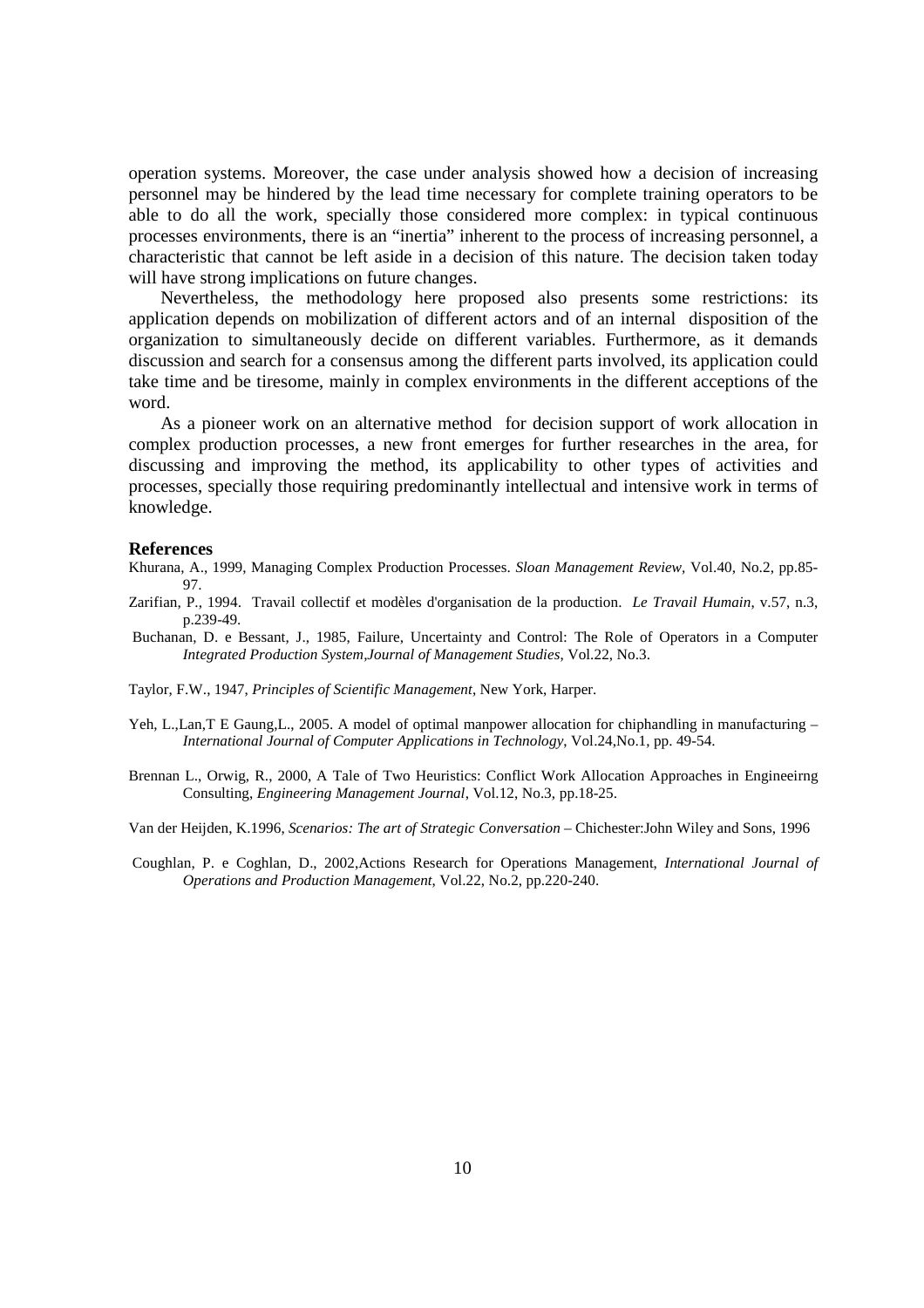operation systems. Moreover, the case under analysis showed how a decision of increasing personnel may be hindered by the lead time necessary for complete training operators to be able to do all the work, specially those considered more complex: in typical continuous processes environments, there is an "inertia" inherent to the process of increasing personnel, a characteristic that cannot be left aside in a decision of this nature. The decision taken today will have strong implications on future changes.

Nevertheless, the methodology here proposed also presents some restrictions: its application depends on mobilization of different actors and of an internal disposition of the organization to simultaneously decide on different variables. Furthermore, as it demands discussion and search for a consensus among the different parts involved, its application could take time and be tiresome, mainly in complex environments in the different acceptions of the word.

As a pioneer work on an alternative method for decision support of work allocation in complex production processes, a new front emerges for further researches in the area, for discussing and improving the method, its applicability to other types of activities and processes, specially those requiring predominantly intellectual and intensive work in terms of knowledge.

## References

Khurana, A., 1999, Managing Complex Production Processes. *Sloan Management Review*, Vol.40, No.2, pp.85-97.

Zarifian, P., 1994. Travail collectif et modèles d'organisation de la production. *Le Travail Humain*, v.57, n.3, p.239-49.

Buchanan, D. e Bessant, J., 1985, Failure, Uncertainty and Control: The Role of Operators in a Computer *Integrated Production System,Journal of Management Studies*, Vol.22, No.3.

Taylor, F.W., 1947, *Principles of Scientific Management*, New York, Harper.

Yeh, L.,Lan,T E Gaung,L., 2005. A model of optimal manpower allocation for chiphandling in manufacturing – *International Journal of Computer Applications in Technology*, Vol.24,No.1, pp. 49-54.

Brennan L., Orwig, R., 2000, A Tale of Two Heuristics: Conflict Work Allocation Approaches in Engineeirng Consulting, *Engineering Management Journal*, Vol.12, No.3, pp.18-25.

Van der Heijden, K.1996, *Scenarios: The art of Strategic Conversation* – Chichester:John Wiley and Sons, 1996

Coughlan, P. e Coghlan, D., 2002,Actions Research for Operations Management, *International Journal of Operations and Production Management*, Vol.22, No.2, pp.220-240.